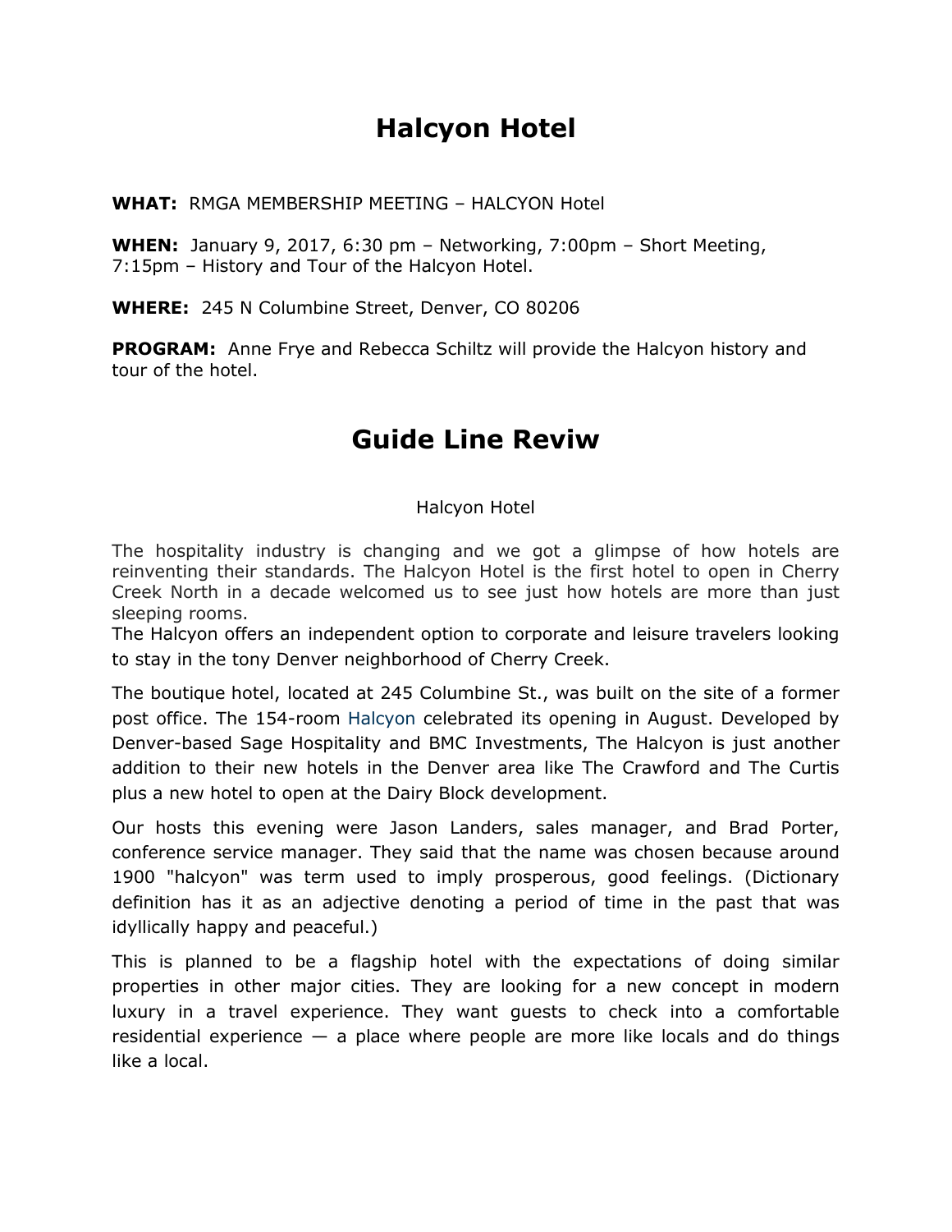# Halcyon Hotel

**WHAT:** RMGA MEMBERSHIP MEETING – HALCYON Hotel

**WHEN:** January 9, 2017, 6:30 pm – Networking, 7:00pm – Short Meeting, 7:15pm – History and Tour of the Halcyon Hotel.

**WHERE:** 245 N Columbine Street, Denver, CO 80206

**PROGRAM:** Anne Frye and Rebecca Schiltz will provide the Halcyon history and tour of the hotel.

# Guide Line Reviw

Halcyon Hotel

The hospitality industry is changing and we got a glimpse of how hotels are reinventing their standards. The Halcyon Hotel is the first hotel to open in Cherry Creek North in a decade welcomed us to see just how hotels are more than just sleeping rooms.
The Halcyon offers an independent option to corporate and leisure travelers looking to stay in the tony Denver neighborhood of Cherry Creek.

The boutique hotel, located at 245 Columbine St., was built on the site of a former post office. The 154-room Halcyon celebrated its opening in August. Developed by Denver-based Sage Hospitality and BMC Investments, The Halcyon is just another addition to their new hotels in the Denver area like The Crawford and The Curtis plus a new hotel to open at the Dairy Block development.

Our hosts this evening were Jason Landers, sales manager, and Brad Porter, conference service manager. They said that the name was chosen because around 1900 "halcyon" was term used to imply prosperous, good feelings. (Dictionary definition has it as an adjective denoting a period of time in the past that was idyllically happy and peaceful.)

This is planned to be a flagship hotel with the expectations of doing similar properties in other major cities. They are looking for a new concept in modern luxury in a travel experience. They want guests to check into a comfortable residential experience — a place where people are more like locals and do things like a local.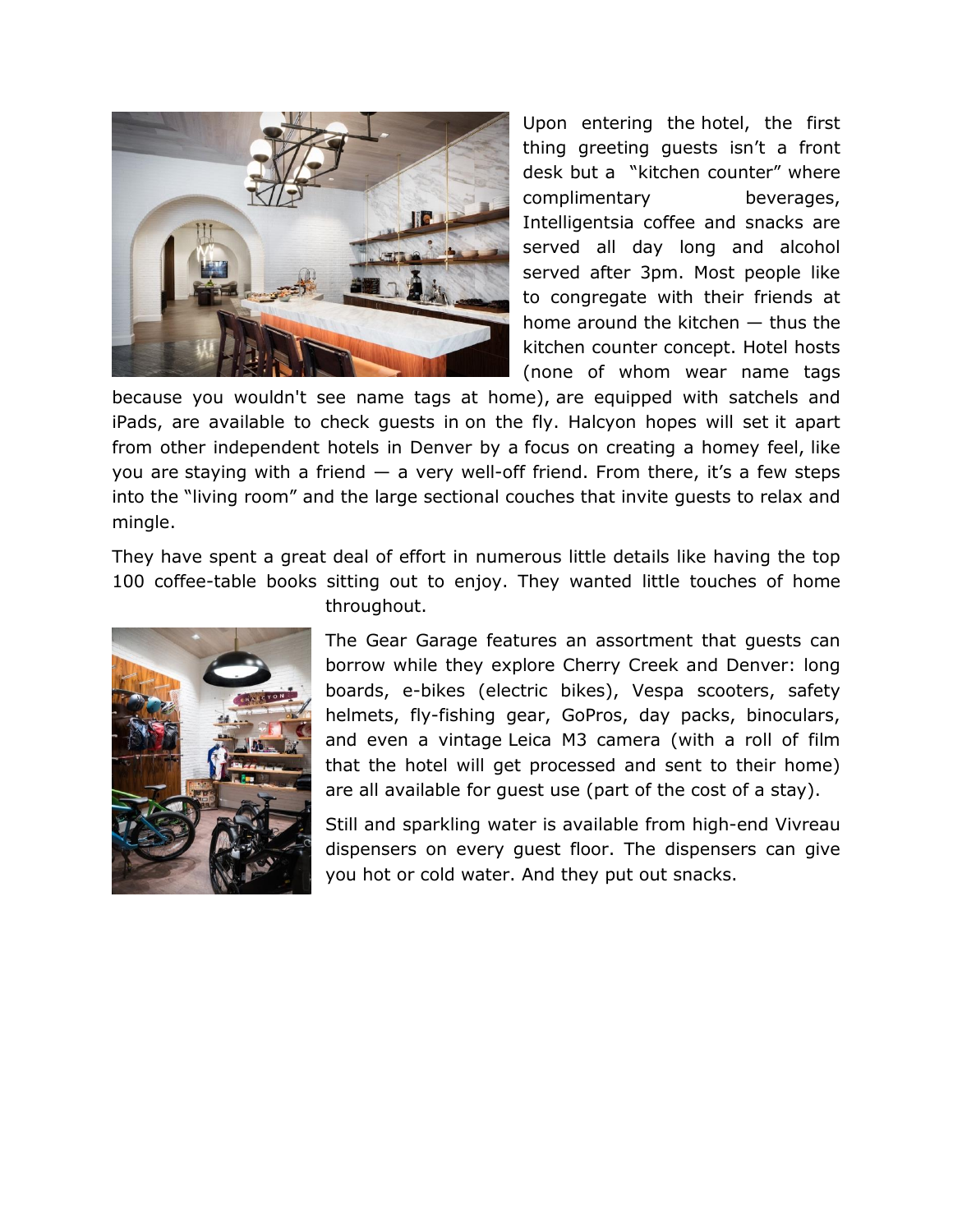Upon entering the hotel, the first thing greeting guests isn't a front desk but a "kitchen counter" where complimentary beverages, Intelligentsia coffee and snacks are served all day long and alcohol served after 3pm. Most people like to congregate with their friends at home around the kitchen — thus the kitchen counter concept. Hotel hosts (none of whom wear name tags because you wouldn't see name tags at home), are equipped with satchels and iPads, are available to check guests in on the fly. Halcyon hopes will set it apart from other independent hotels in Denver by a focus on creating a homey feel, like you are staying with a friend — a very well-off friend. From there, it's a few steps into the "living room" and the large sectional couches that invite guests to relax and mingle.

They have spent a great deal of effort in numerous little details like having the top 100 coffee-table books sitting out to enjoy. They wanted little touches of home throughout.

The Gear Garage features an assortment that guests can borrow while they explore Cherry Creek and Denver: long boards, e-bikes (electric bikes), Vespa scooters, safety helmets, fly-fishing gear, GoPros, day packs, binoculars, and even a vintage Leica M3 camera (with a roll of film that the hotel will get processed and sent to their home) are all available for guest use (part of the cost of a stay).

Still and sparkling water is available from high-end Vivreau dispensers on every guest floor. The dispensers can give you hot or cold water. And they put out snacks.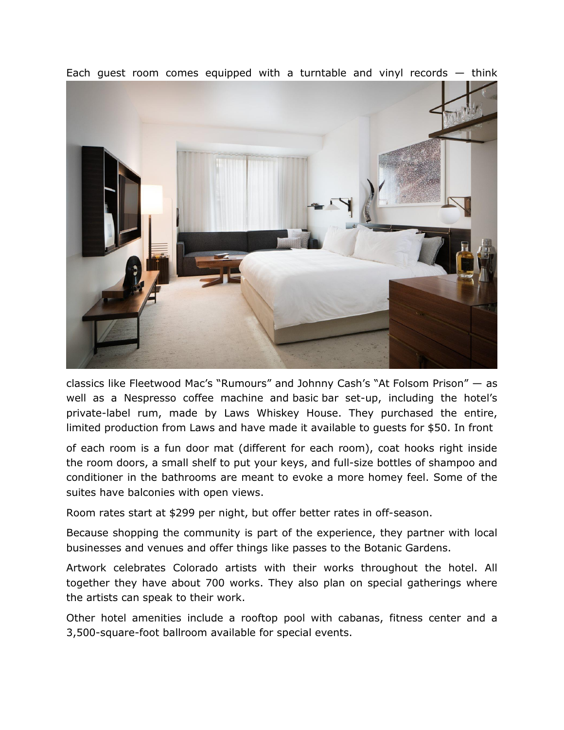Each guest room comes equipped with a turntable and vinyl records — think classics like Fleetwood Mac's "Rumours" and Johnny Cash's "At Folsom Prison" — as well as a Nespresso coffee machine and basic bar set-up, including the hotel's private-label rum, made by Laws Whiskey House. They purchased the entire, limited production from Laws and have made it available to guests for $50. In front of each room is a fun door mat (different for each room), coat hooks right inside the room doors, a small shelf to put your keys, and full-size bottles of shampoo and conditioner in the bathrooms are meant to evoke a more homey feel. Some of the suites have balconies with open views.

Room rates start at $299 per night, but offer better rates in off-season.

Because shopping the community is part of the experience, they partner with local businesses and venues and offer things like passes to the Botanic Gardens.

Artwork celebrates Colorado artists with their works throughout the hotel. All together they have about 700 works. They also plan on special gatherings where the artists can speak to their work.

Other hotel amenities include a rooftop pool with cabanas, fitness center and a 3,500-square-foot ballroom available for special events.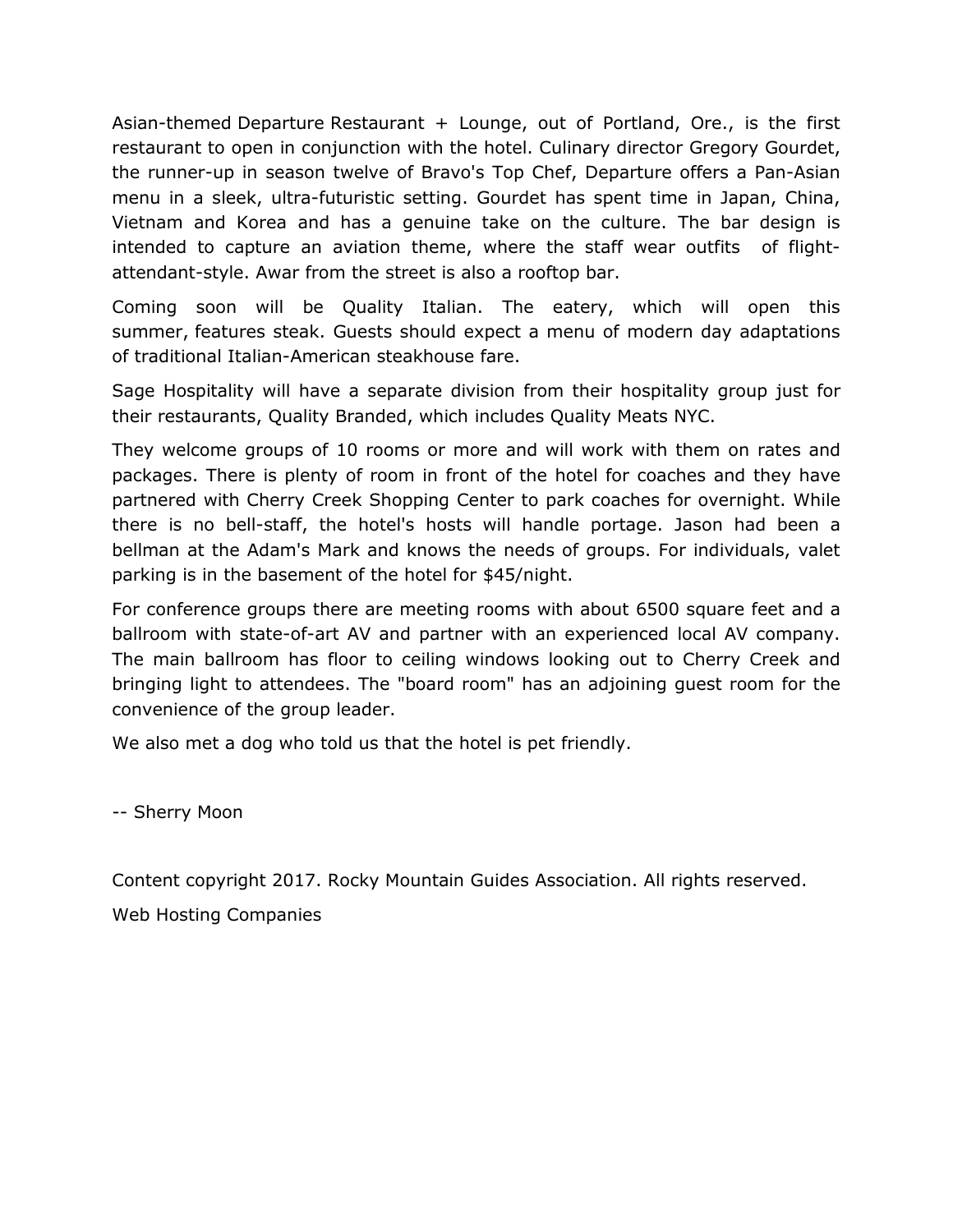Asian-themed Departure Restaurant + Lounge, out of Portland, Ore., is the first restaurant to open in conjunction with the hotel. Culinary director Gregory Gourdet, the runner-up in season twelve of Bravo's Top Chef, Departure offers a Pan-Asian menu in a sleek, ultra-futuristic setting. Gourdet has spent time in Japan, China, Vietnam and Korea and has a genuine take on the culture. The bar design is intended to capture an aviation theme, where the staff wear outfits of flight-attendant-style. Awar from the street is also a rooftop bar.

Coming soon will be Quality Italian. The eatery, which will open this summer, features steak. Guests should expect a menu of modern day adaptations of traditional Italian-American steakhouse fare.

Sage Hospitality will have a separate division from their hospitality group just for their restaurants, Quality Branded, which includes Quality Meats NYC.

They welcome groups of 10 rooms or more and will work with them on rates and packages. There is plenty of room in front of the hotel for coaches and they have partnered with Cherry Creek Shopping Center to park coaches for overnight. While there is no bell-staff, the hotel's hosts will handle portage. Jason had been a bellman at the Adam's Mark and knows the needs of groups. For individuals, valet parking is in the basement of the hotel for $45/night.

For conference groups there are meeting rooms with about 6500 square feet and a ballroom with state-of-art AV and partner with an experienced local AV company. The main ballroom has floor to ceiling windows looking out to Cherry Creek and bringing light to attendees. The "board room" has an adjoining guest room for the convenience of the group leader.

We also met a dog who told us that the hotel is pet friendly.

-- Sherry Moon

Content copyright 2017. Rocky Mountain Guides Association. All rights reserved.

Web Hosting Companies